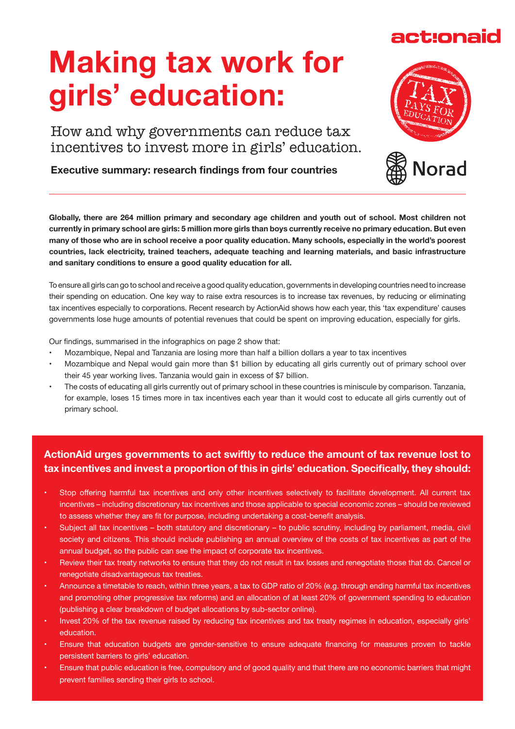# Making tax work for girls' education:

How and why governments can reduce tax incentives to invest more in girls' education.

**Executive summary: research findings from four countries**

---

**Globally, there are 264 million primary and secondary age children and youth out of school. Most children not currently in primary school are girls: 5 million more girls than boys currently receive no primary education. But even many of those who are in school receive a poor quality education. Many schools, especially in the world's poorest countries, lack electricity, trained teachers, adequate teaching and learning materials, and basic infrastructure and sanitary conditions to ensure a good quality education for all.**

To ensure all girls can go to school and receive a good quality education, governments in developing countries need to increase their spending on education. One key way to raise extra resources is to increase tax revenues, by reducing or eliminating tax incentives especially to corporations. Recent research by ActionAid shows how each year, this 'tax expenditure' causes governments lose huge amounts of potential revenues that could be spent on improving education, especially for girls.

Our findings, summarised in the infographics on page 2 show that:

- Mozambique, Nepal and Tanzania are losing more than half a billion dollars a year to tax incentives
- Mozambique and Nepal would gain more than $1 billion by educating all girls currently out of primary school over their 45 year working lives. Tanzania would gain in excess of $7 billion.
- The costs of educating all girls currently out of primary school in these countries is miniscule by comparison. Tanzania, for example, loses 15 times more in tax incentives each year than it would cost to educate all girls currently out of primary school.

**ActionAid urges governments to act swiftly to reduce the amount of tax revenue lost to tax incentives and invest a proportion of this in girls' education. Specifically, they should:**

- Stop offering harmful tax incentives and only other incentives selectively to facilitate development. All current tax incentives – including discretionary tax incentives and those applicable to special economic zones – should be reviewed to assess whether they are fit for purpose, including undertaking a cost-benefit analysis.
- Subject all tax incentives – both statutory and discretionary – to public scrutiny, including by parliament, media, civil society and citizens. This should include publishing an annual overview of the costs of tax incentives as part of the annual budget, so the public can see the impact of corporate tax incentives.
- Review their tax treaty networks to ensure that they do not result in tax losses and renegotiate those that do. Cancel or renegotiate disadvantageous tax treaties.
- Announce a timetable to reach, within three years, a tax to GDP ratio of 20% (e.g. through ending harmful tax incentives and promoting other progressive tax reforms) and an allocation of at least 20% of government spending to education (publishing a clear breakdown of budget allocations by sub-sector online).
- Invest 20% of the tax revenue raised by reducing tax incentives and tax treaty regimes in education, especially girls' education.
- Ensure that education budgets are gender-sensitive to ensure adequate financing for measures proven to tackle persistent barriers to girls' education.
- Ensure that public education is free, compulsory and of good quality and that there are no economic barriers that might prevent families sending their girls to school.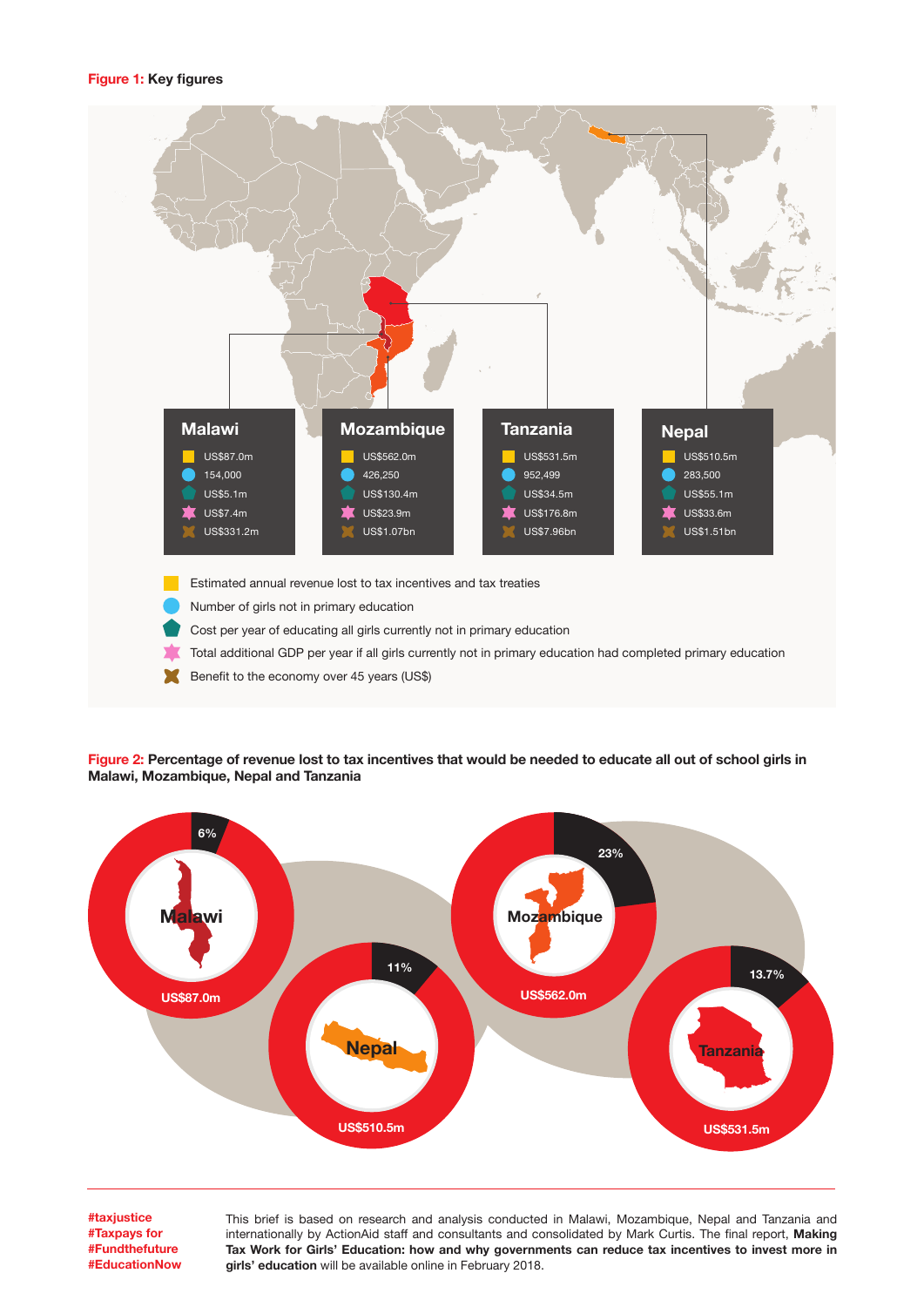**Figure 1:** Key figures

**Malawi**
- US$87.0m
- 154,000
- US$5.1m
- US$7.4m
- US$331.2m

**Mozambique**
- US$562.0m
- 426,250
- US$130.4m
- US$23.9m
- US$1.07bn

**Tanzania**
- US$531.5m
- 952,499
- US$34.5m
- US$176.8m
- US$7.96bn

**Nepal**
- US$510.5m
- 283,500
- US$55.1m
- US$33.6m
- US$1.51bn

Estimated annual revenue lost to tax incentives and tax treaties

Number of girls not in primary education

Cost per year of educating all girls currently not in primary education

Total additional GDP per year if all girls currently not in primary education had completed primary education

Benefit to the economy over 45 years (US$)

**Figure 2:** Percentage of revenue lost to tax incentives that would be needed to educate all out of school girls in Malawi, Mozambique, Nepal and Tanzania

Malawi
6%
US$87.0m

Nepal
11%
US$510.5m

Mozambique
23%
US$562.0m

Tanzania
13.7%
US$531.5m

#taxjustice
#Taxpays for
#Fundthefuture
#EducationNow

This brief is based on research and analysis conducted in Malawi, Mozambique, Nepal and Tanzania and internationally by ActionAid staff and consultants and consolidated by Mark Curtis. The final report, **Making Tax Work for Girls' Education: how and why governments can reduce tax incentives to invest more in girls' education** will be available online in February 2018.